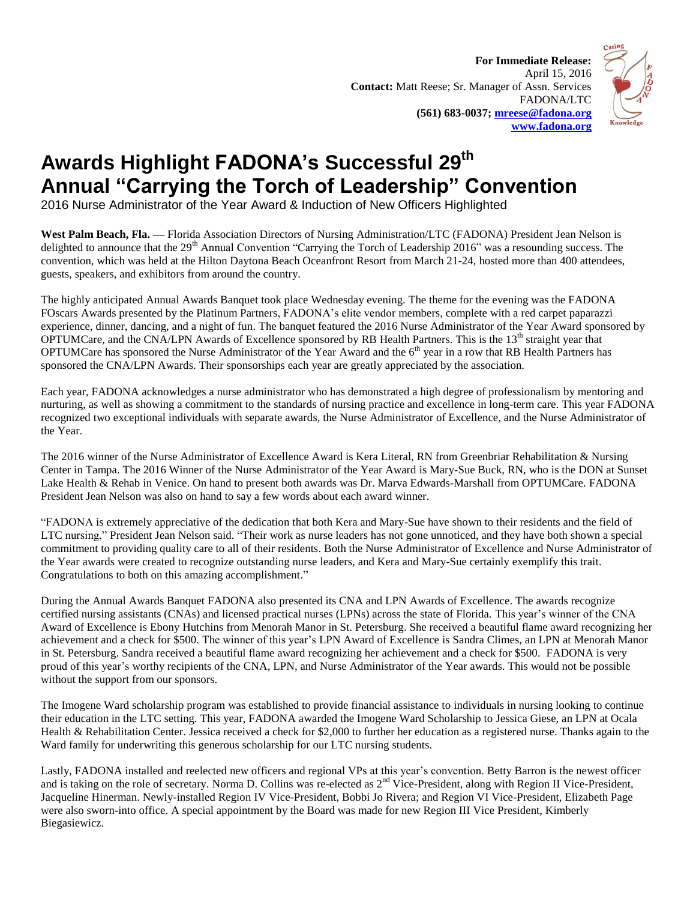**For Immediate Release:**
April 15, 2016
**Contact:** Matt Reese; Sr. Manager of Assn. Services
FADONA/LTC
**(561) 683-0037; mreese@fadona.org**
**www.fadona.org**

# Awards Highlight FADONA's Successful 29th Annual "Carrying the Torch of Leadership" Convention

2016 Nurse Administrator of the Year Award & Induction of New Officers Highlighted

**West Palm Beach, Fla. —** Florida Association Directors of Nursing Administration/LTC (FADONA) President Jean Nelson is delighted to announce that the 29th Annual Convention "Carrying the Torch of Leadership 2016" was a resounding success. The convention, which was held at the Hilton Daytona Beach Oceanfront Resort from March 21-24, hosted more than 400 attendees, guests, speakers, and exhibitors from around the country.

The highly anticipated Annual Awards Banquet took place Wednesday evening. The theme for the evening was the FADONA FOscars Awards presented by the Platinum Partners, FADONA's elite vendor members, complete with a red carpet paparazzi experience, dinner, dancing, and a night of fun. The banquet featured the 2016 Nurse Administrator of the Year Award sponsored by OPTUMCare, and the CNA/LPN Awards of Excellence sponsored by RB Health Partners. This is the 13th straight year that OPTUMCare has sponsored the Nurse Administrator of the Year Award and the 6th year in a row that RB Health Partners has sponsored the CNA/LPN Awards. Their sponsorships each year are greatly appreciated by the association.

Each year, FADONA acknowledges a nurse administrator who has demonstrated a high degree of professionalism by mentoring and nurturing, as well as showing a commitment to the standards of nursing practice and excellence in long-term care. This year FADONA recognized two exceptional individuals with separate awards, the Nurse Administrator of Excellence, and the Nurse Administrator of the Year.

The 2016 winner of the Nurse Administrator of Excellence Award is Kera Literal, RN from Greenbriar Rehabilitation & Nursing Center in Tampa. The 2016 Winner of the Nurse Administrator of the Year Award is Mary-Sue Buck, RN, who is the DON at Sunset Lake Health & Rehab in Venice. On hand to present both awards was Dr. Marva Edwards-Marshall from OPTUMCare. FADONA President Jean Nelson was also on hand to say a few words about each award winner.

"FADONA is extremely appreciative of the dedication that both Kera and Mary-Sue have shown to their residents and the field of LTC nursing," President Jean Nelson said. "Their work as nurse leaders has not gone unnoticed, and they have both shown a special commitment to providing quality care to all of their residents. Both the Nurse Administrator of Excellence and Nurse Administrator of the Year awards were created to recognize outstanding nurse leaders, and Kera and Mary-Sue certainly exemplify this trait. Congratulations to both on this amazing accomplishment."

During the Annual Awards Banquet FADONA also presented its CNA and LPN Awards of Excellence. The awards recognize certified nursing assistants (CNAs) and licensed practical nurses (LPNs) across the state of Florida. This year's winner of the CNA Award of Excellence is Ebony Hutchins from Menorah Manor in St. Petersburg. She received a beautiful flame award recognizing her achievement and a check for $500. The winner of this year's LPN Award of Excellence is Sandra Climes, an LPN at Menorah Manor in St. Petersburg. Sandra received a beautiful flame award recognizing her achievement and a check for $500. FADONA is very proud of this year's worthy recipients of the CNA, LPN, and Nurse Administrator of the Year awards. This would not be possible without the support from our sponsors.

The Imogene Ward scholarship program was established to provide financial assistance to individuals in nursing looking to continue their education in the LTC setting. This year, FADONA awarded the Imogene Ward Scholarship to Jessica Giese, an LPN at Ocala Health & Rehabilitation Center. Jessica received a check for $2,000 to further her education as a registered nurse. Thanks again to the Ward family for underwriting this generous scholarship for our LTC nursing students.

Lastly, FADONA installed and reelected new officers and regional VPs at this year's convention. Betty Barron is the newest officer and is taking on the role of secretary. Norma D. Collins was re-elected as 2nd Vice-President, along with Region II Vice-President, Jacqueline Hinerman. Newly-installed Region IV Vice-President, Bobbi Jo Rivera; and Region VI Vice-President, Elizabeth Page were also sworn-into office. A special appointment by the Board was made for new Region III Vice President, Kimberly Biegasiewicz.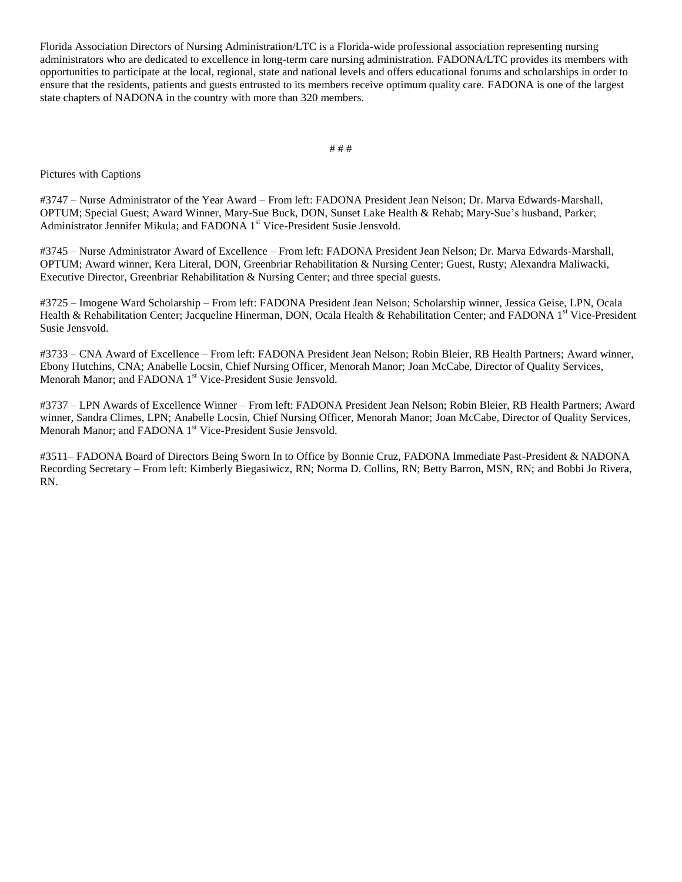Florida Association Directors of Nursing Administration/LTC is a Florida-wide professional association representing nursing administrators who are dedicated to excellence in long-term care nursing administration. FADONA/LTC provides its members with opportunities to participate at the local, regional, state and national levels and offers educational forums and scholarships in order to ensure that the residents, patients and guests entrusted to its members receive optimum quality care. FADONA is one of the largest state chapters of NADONA in the country with more than 320 members.

# # #

Pictures with Captions

#3747 – Nurse Administrator of the Year Award – From left: FADONA President Jean Nelson; Dr. Marva Edwards-Marshall, OPTUM; Special Guest; Award Winner, Mary-Sue Buck, DON, Sunset Lake Health & Rehab; Mary-Sue's husband, Parker; Administrator Jennifer Mikula; and FADONA 1st Vice-President Susie Jensvold.

#3745 – Nurse Administrator Award of Excellence – From left: FADONA President Jean Nelson; Dr. Marva Edwards-Marshall, OPTUM; Award winner, Kera Literal, DON, Greenbriar Rehabilitation & Nursing Center; Guest, Rusty; Alexandra Maliwacki, Executive Director, Greenbriar Rehabilitation & Nursing Center; and three special guests.

#3725 – Imogene Ward Scholarship – From left: FADONA President Jean Nelson; Scholarship winner, Jessica Geise, LPN, Ocala Health & Rehabilitation Center; Jacqueline Hinerman, DON, Ocala Health & Rehabilitation Center; and FADONA 1st Vice-President Susie Jensvold.

#3733 – CNA Award of Excellence – From left: FADONA President Jean Nelson; Robin Bleier, RB Health Partners; Award winner, Ebony Hutchins, CNA; Anabelle Locsin, Chief Nursing Officer, Menorah Manor; Joan McCabe, Director of Quality Services, Menorah Manor; and FADONA 1st Vice-President Susie Jensvold.

#3737 – LPN Awards of Excellence Winner – From left: FADONA President Jean Nelson; Robin Bleier, RB Health Partners; Award winner, Sandra Climes, LPN; Anabelle Locsin, Chief Nursing Officer, Menorah Manor; Joan McCabe, Director of Quality Services, Menorah Manor; and FADONA 1st Vice-President Susie Jensvold.

#3511– FADONA Board of Directors Being Sworn In to Office by Bonnie Cruz, FADONA Immediate Past-President & NADONA Recording Secretary – From left: Kimberly Biegasiwicz, RN; Norma D. Collins, RN; Betty Barron, MSN, RN; and Bobbi Jo Rivera, RN.